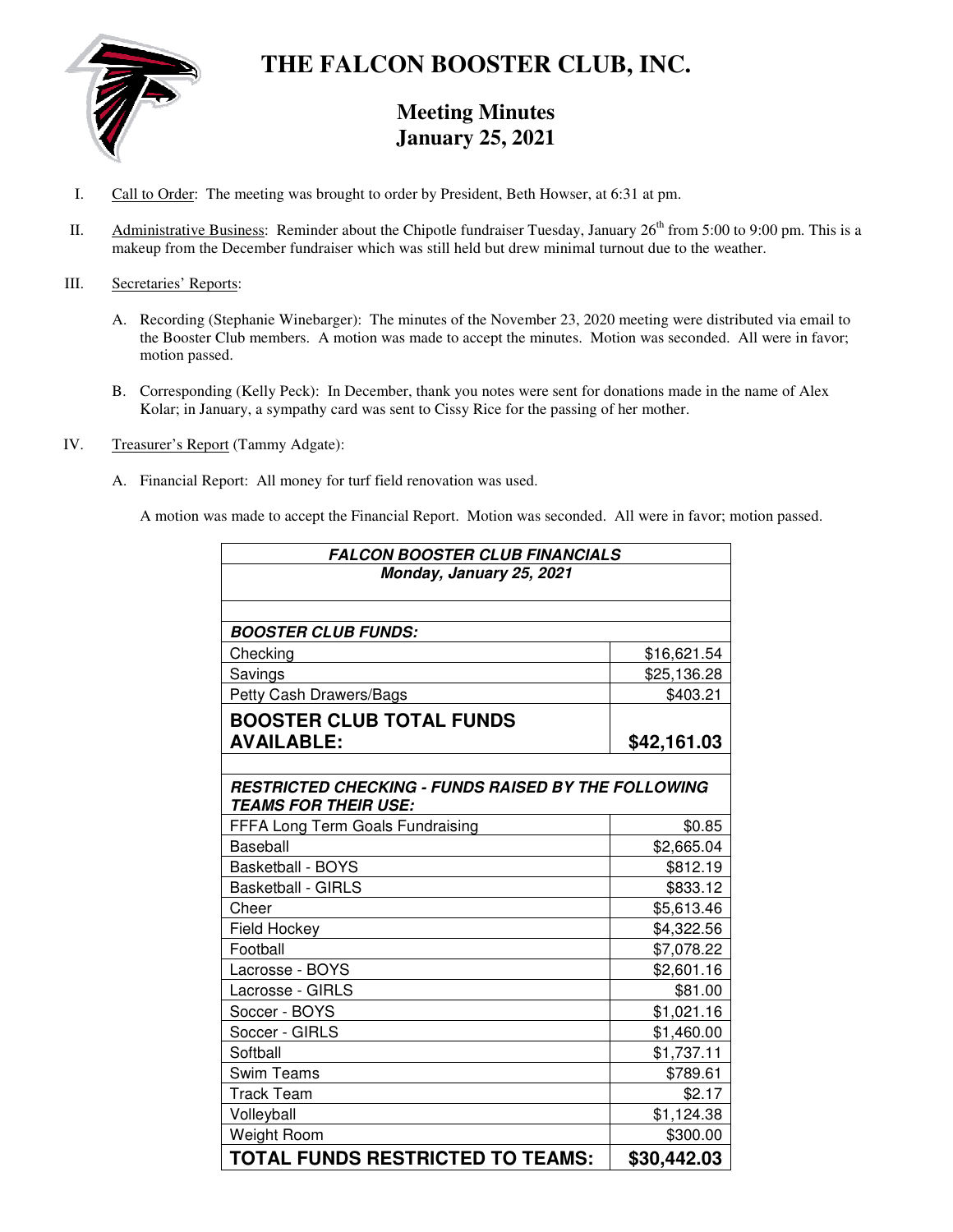# THE FALCON BOOSTER CLUB, INC.

## Meeting Minutes
## January 25, 2021

I. Call to Order: The meeting was brought to order by President, Beth Howser, at 6:31 at pm.

II. Administrative Business: Reminder about the Chipotle fundraiser Tuesday, January 26th from 5:00 to 9:00 pm. This is a makeup from the December fundraiser which was still held but drew minimal turnout due to the weather.

III. Secretaries' Reports:

A. Recording (Stephanie Winebarger): The minutes of the November 23, 2020 meeting were distributed via email to the Booster Club members. A motion was made to accept the minutes. Motion was seconded. All were in favor; motion passed.

B. Corresponding (Kelly Peck): In December, thank you notes were sent for donations made in the name of Alex Kolar; in January, a sympathy card was sent to Cissy Rice for the passing of her mother.

IV. Treasurer's Report (Tammy Adgate):

A. Financial Report: All money for turf field renovation was used.

A motion was made to accept the Financial Report. Motion was seconded. All were in favor; motion passed.

| ***FALCON BOOSTER CLUB FINANCIALS*** | |
|---|---|
| ***Monday, January 25, 2021*** | |
| | |
| ***BOOSTER CLUB FUNDS:*** | |
| Checking | $16,621.54 |
| Savings | $25,136.28 |
| Petty Cash Drawers/Bags | $403.21 |
| **BOOSTER CLUB TOTAL FUNDS AVAILABLE:** | **$42,161.03** |
| | |
| ***RESTRICTED CHECKING - FUNDS RAISED BY THE FOLLOWING TEAMS FOR THEIR USE:*** | |
| FFFA Long Term Goals Fundraising | $0.85 |
| Baseball | $2,665.04 |
| Basketball - BOYS | $812.19 |
| Basketball - GIRLS | $833.12 |
| Cheer | $5,613.46 |
| Field Hockey | $4,322.56 |
| Football | $7,078.22 |
| Lacrosse - BOYS | $2,601.16 |
| Lacrosse - GIRLS | $81.00 |
| Soccer - BOYS | $1,021.16 |
| Soccer - GIRLS | $1,460.00 |
| Softball | $1,737.11 |
| Swim Teams | $789.61 |
| Track Team | $2.17 |
| Volleyball | $1,124.38 |
| Weight Room | $300.00 |
| **TOTAL FUNDS RESTRICTED TO TEAMS:** | **$30,442.03** |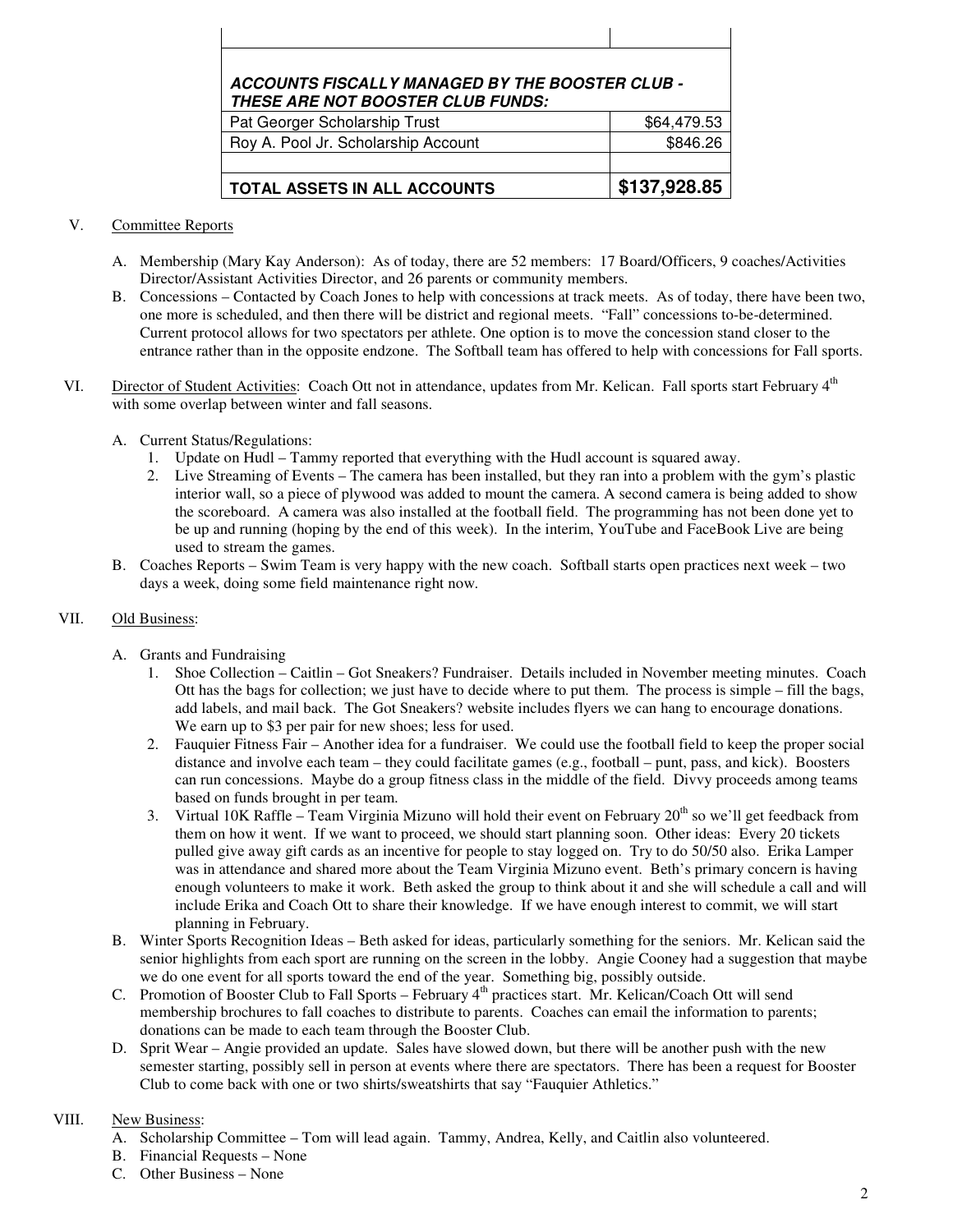| | |
|---|---|
| | |
| ***ACCOUNTS FISCALLY MANAGED BY THE BOOSTER CLUB - THESE ARE NOT BOOSTER CLUB FUNDS:*** | |
| Pat Georger Scholarship Trust | $64,479.53 |
| Roy A. Pool Jr. Scholarship Account | $846.26 |
| | |
| **TOTAL ASSETS IN ALL ACCOUNTS** | **$137,928.85** |

V. Committee Reports

A. Membership (Mary Kay Anderson): As of today, there are 52 members: 17 Board/Officers, 9 coaches/Activities Director/Assistant Activities Director, and 26 parents or community members.

B. Concessions – Contacted by Coach Jones to help with concessions at track meets. As of today, there have been two, one more is scheduled, and then there will be district and regional meets. "Fall" concessions to-be-determined. Current protocol allows for two spectators per athlete. One option is to move the concession stand closer to the entrance rather than in the opposite endzone. The Softball team has offered to help with concessions for Fall sports.

VI. Director of Student Activities: Coach Ott not in attendance, updates from Mr. Kelican. Fall sports start February 4th with some overlap between winter and fall seasons.

A. Current Status/Regulations:
   1. Update on Hudl – Tammy reported that everything with the Hudl account is squared away.
   2. Live Streaming of Events – The camera has been installed, but they ran into a problem with the gym's plastic interior wall, so a piece of plywood was added to mount the camera. A second camera is being added to show the scoreboard. A camera was also installed at the football field. The programming has not been done yet to be up and running (hoping by the end of this week). In the interim, YouTube and FaceBook Live are being used to stream the games.

B. Coaches Reports – Swim Team is very happy with the new coach. Softball starts open practices next week – two days a week, doing some field maintenance right now.

VII. Old Business:

A. Grants and Fundraising
   1. Shoe Collection – Caitlin – Got Sneakers? Fundraiser. Details included in November meeting minutes. Coach Ott has the bags for collection; we just have to decide where to put them. The process is simple – fill the bags, add labels, and mail back. The Got Sneakers? website includes flyers we can hang to encourage donations. We earn up to $3 per pair for new shoes; less for used.
   2. Fauquier Fitness Fair – Another idea for a fundraiser. We could use the football field to keep the proper social distance and involve each team – they could facilitate games (e.g., football – punt, pass, and kick). Boosters can run concessions. Maybe do a group fitness class in the middle of the field. Divvy proceeds among teams based on funds brought in per team.
   3. Virtual 10K Raffle – Team Virginia Mizuno will hold their event on February 20th so we'll get feedback from them on how it went. If we want to proceed, we should start planning soon. Other ideas: Every 20 tickets pulled give away gift cards as an incentive for people to stay logged on. Try to do 50/50 also. Erika Lamper was in attendance and shared more about the Team Virginia Mizuno event. Beth's primary concern is having enough volunteers to make it work. Beth asked the group to think about it and she will schedule a call and will include Erika and Coach Ott to share their knowledge. If we have enough interest to commit, we will start planning in February.

B. Winter Sports Recognition Ideas – Beth asked for ideas, particularly something for the seniors. Mr. Kelican said the senior highlights from each sport are running on the screen in the lobby. Angie Cooney had a suggestion that maybe we do one event for all sports toward the end of the year. Something big, possibly outside.

C. Promotion of Booster Club to Fall Sports – February 4th practices start. Mr. Kelican/Coach Ott will send membership brochures to fall coaches to distribute to parents. Coaches can email the information to parents; donations can be made to each team through the Booster Club.

D. Sprit Wear – Angie provided an update. Sales have slowed down, but there will be another push with the new semester starting, possibly sell in person at events where there are spectators. There has been a request for Booster Club to come back with one or two shirts/sweatshirts that say "Fauquier Athletics."

VIII. New Business:

A. Scholarship Committee – Tom will lead again. Tammy, Andrea, Kelly, and Caitlin also volunteered.

B. Financial Requests – None

C. Other Business – None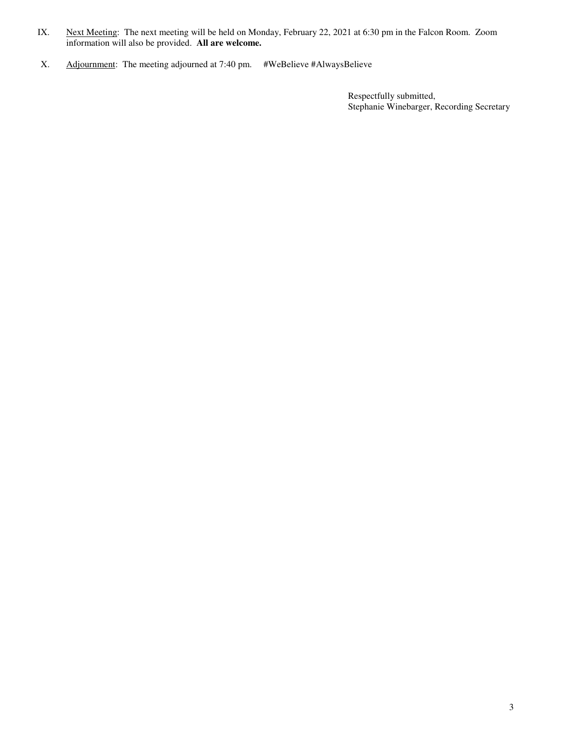IX. Next Meeting: The next meeting will be held on Monday, February 22, 2021 at 6:30 pm in the Falcon Room. Zoom information will also be provided. **All are welcome.**

X. Adjournment: The meeting adjourned at 7:40 pm. #WeBelieve #AlwaysBelieve

Respectfully submitted,
Stephanie Winebarger, Recording Secretary